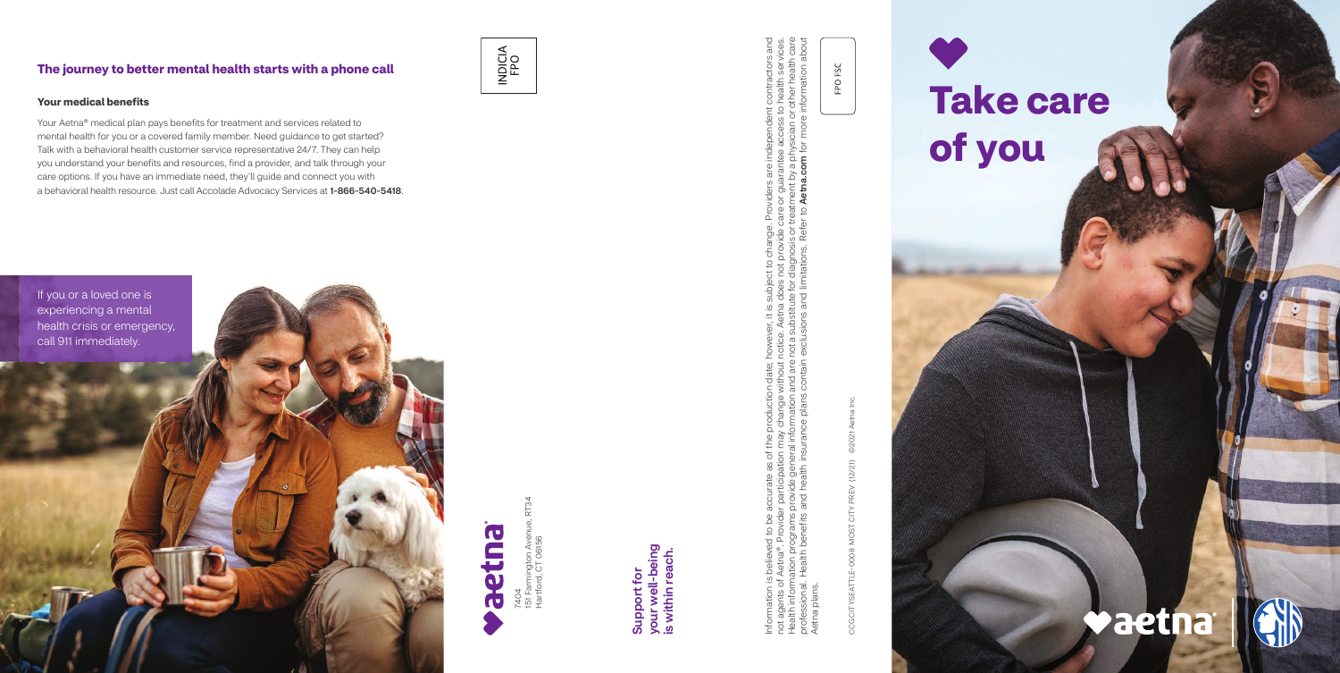## The journey to better mental health starts with a phone call

### Your medical benefits

Your Aetna® medical plan pays benefits for treatment and services related to mental health for you or a covered family member. Need guidance to get started? Talk with a behavioral health customer service representative 24/7. They can help you understand your benefits and resources, find a provider, and talk through your care options. If you have an immediate need, they'll guide and connect you with a behavioral health resource. Just call Accolade Advocacy Services at **1-866-540-5418**.

If you or a loved one is experiencing a mental health crisis or emergency, call 911 immediately.

INDICIA FPO

aetna®

7404
151 Farmington Avenue, RT34
Hartford, CT 06156

**Support for your well-being is within reach.**

Information is believed to be accurate as of the production date; however, it is subject to change. Providers are independent contractors and not agents of Aetna®. Provider participation may change without notice. Aetna does not provide care or guarantee access to health services. Health information programs provide general information and are not a substitute for diagnosis or treatment by a physician or other health care professional. Health benefits and health insurance plans contain exclusions and limitations. Refer to **Aetna.com** for more information about Aetna plans.

FPO FSC

CCGCITYSEATTLE-0008 MOST CITY PREV (12/21) ©2021 Aetna Inc.

# Take care of you

aetna®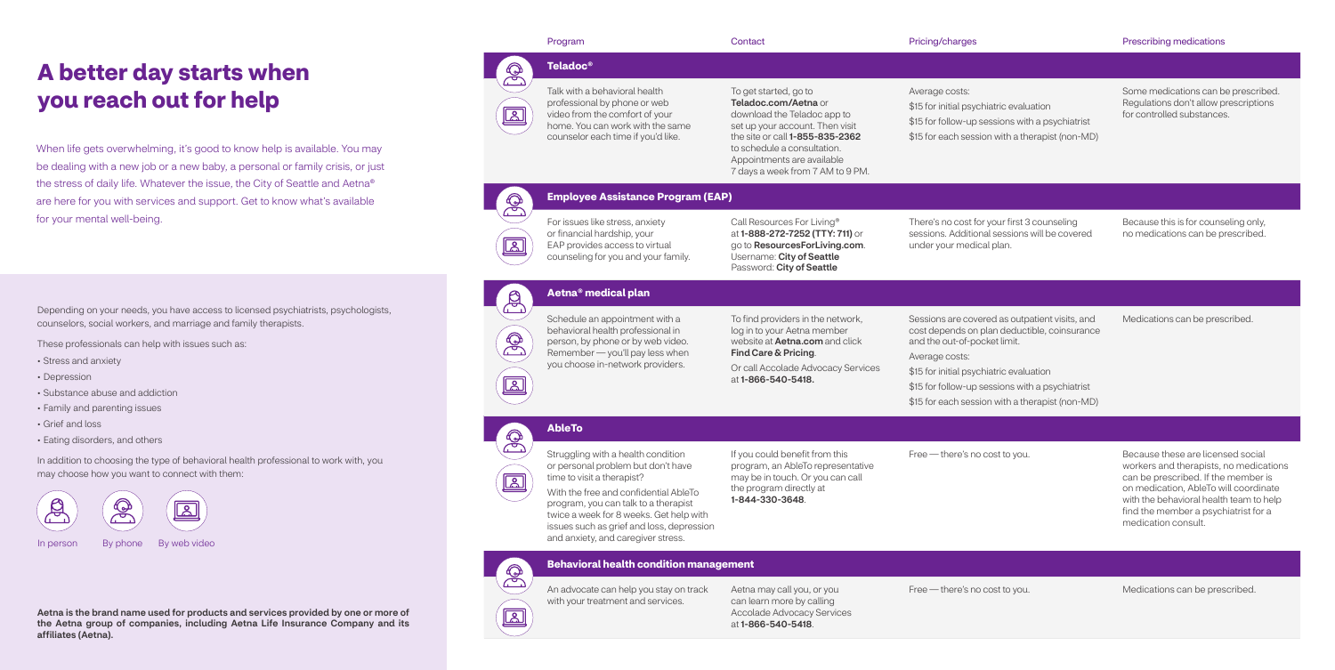# A better day starts when you reach out for help

When life gets overwhelming, it's good to know help is available. You may be dealing with a new job or a new baby, a personal or family crisis, or just the stress of daily life. Whatever the issue, the City of Seattle and Aetna® are here for you with services and support. Get to know what's available for your mental well-being.

Depending on your needs, you have access to licensed psychiatrists, psychologists, counselors, social workers, and marriage and family therapists.

These professionals can help with issues such as:

- Stress and anxiety
- Depression
- Substance abuse and addiction
- Family and parenting issues
- Grief and loss
- Eating disorders, and others

In addition to choosing the type of behavioral health professional to work with, you may choose how you want to connect with them:

In person By phone By web video

**Aetna is the brand name used for products and services provided by one or more of the Aetna group of companies, including Aetna Life Insurance Company and its affiliates (Aetna).**

| Program | Contact | Pricing/charges | Prescribing medications |
| --- | --- | --- | --- |
| **Teladoc®** | | | |
| Talk with a behavioral health professional by phone or web video from the comfort of your home. You can work with the same counselor each time if you'd like. | To get started, go to **Teladoc.com/Aetna** or download the Teladoc app to set up your account. Then visit the site or call **1-855-835-2362** to schedule a consultation. Appointments are available 7 days a week from 7 AM to 9 PM. | Average costs:<br>$15 for initial psychiatric evaluation<br>$15 for follow-up sessions with a psychiatrist<br>$15 for each session with a therapist (non-MD) | Some medications can be prescribed. Regulations don't allow prescriptions for controlled substances. |
| **Employee Assistance Program (EAP)** | | | |
| For issues like stress, anxiety or financial hardship, your EAP provides access to virtual counseling for you and your family. | Call Resources For Living® at **1-888-272-7252 (TTY: 711)** or go to **ResourcesForLiving.com**. Username: **City of Seattle** Password: **City of Seattle** | There's no cost for your first 3 counseling sessions. Additional sessions will be covered under your medical plan. | Because this is for counseling only, no medications can be prescribed. |
| **Aetna® medical plan** | | | |
| Schedule an appointment with a behavioral health professional in person, by phone or by web video. Remember — you'll pay less when you choose in-network providers. | To find providers in the network, log in to your Aetna member website at **Aetna.com** and click **Find Care & Pricing**.<br>Or call Accolade Advocacy Services at **1-866-540-5418.** | Sessions are covered as outpatient visits, and cost depends on plan deductible, coinsurance and the out-of-pocket limit.<br>Average costs:<br>$15 for initial psychiatric evaluation<br>$15 for follow-up sessions with a psychiatrist<br>$15 for each session with a therapist (non-MD) | Medications can be prescribed. |
| **AbleTo** | | | |
| Struggling with a health condition or personal problem but don't have time to visit a therapist?<br>With the free and confidential AbleTo program, you can talk to a therapist twice a week for 8 weeks. Get help with issues such as grief and loss, depression and anxiety, and caregiver stress. | If you could benefit from this program, an AbleTo representative may be in touch. Or you can call the program directly at **1-844-330-3648**. | Free — there's no cost to you. | Because these are licensed social workers and therapists, no medications can be prescribed. If the member is on medication, AbleTo will coordinate with the behavioral health team to help find the member a psychiatrist for a medication consult. |
| **Behavioral health condition management** | | | |
| An advocate can help you stay on track with your treatment and services. | Aetna may call you, or you can learn more by calling Accolade Advocacy Services at **1-866-540-5418**. | Free — there's no cost to you. | Medications can be prescribed. |